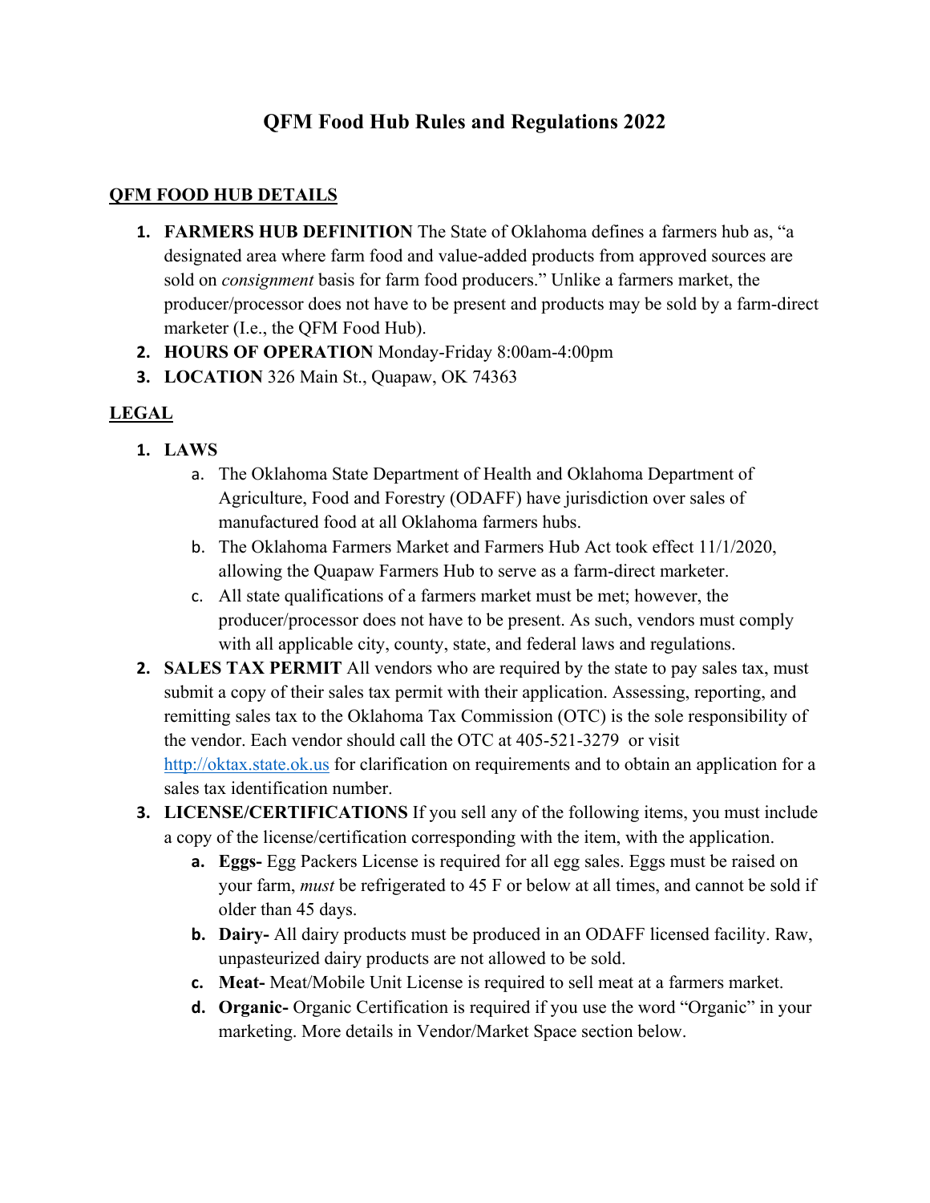# QFM Food Hub Rules and Regulations 2022

## QFM FOOD HUB DETAILS

1. **FARMERS HUB DEFINITION** The State of Oklahoma defines a farmers hub as, "a designated area where farm food and value-added products from approved sources are sold on *consignment* basis for farm food producers." Unlike a farmers market, the producer/processor does not have to be present and products may be sold by a farm-direct marketer (I.e., the QFM Food Hub).
2. **HOURS OF OPERATION** Monday-Friday 8:00am-4:00pm
3. **LOCATION** 326 Main St., Quapaw, OK 74363

## LEGAL

1. **LAWS**
   a. The Oklahoma State Department of Health and Oklahoma Department of Agriculture, Food and Forestry (ODAFF) have jurisdiction over sales of manufactured food at all Oklahoma farmers hubs.
   b. The Oklahoma Farmers Market and Farmers Hub Act took effect 11/1/2020, allowing the Quapaw Farmers Hub to serve as a farm-direct marketer.
   c. All state qualifications of a farmers market must be met; however, the producer/processor does not have to be present. As such, vendors must comply with all applicable city, county, state, and federal laws and regulations.
2. **SALES TAX PERMIT** All vendors who are required by the state to pay sales tax, must submit a copy of their sales tax permit with their application. Assessing, reporting, and remitting sales tax to the Oklahoma Tax Commission (OTC) is the sole responsibility of the vendor. Each vendor should call the OTC at 405-521-3279 or visit [http://oktax.state.ok.us](http://oktax.state.ok.us) for clarification on requirements and to obtain an application for a sales tax identification number.
3. **LICENSE/CERTIFICATIONS** If you sell any of the following items, you must include a copy of the license/certification corresponding with the item, with the application.
   a. **Eggs-** Egg Packers License is required for all egg sales. Eggs must be raised on your farm, *must* be refrigerated to 45 F or below at all times, and cannot be sold if older than 45 days.
   b. **Dairy-** All dairy products must be produced in an ODAFF licensed facility. Raw, unpasteurized dairy products are not allowed to be sold.
   c. **Meat-** Meat/Mobile Unit License is required to sell meat at a farmers market.
   d. **Organic-** Organic Certification is required if you use the word "Organic" in your marketing. More details in Vendor/Market Space section below.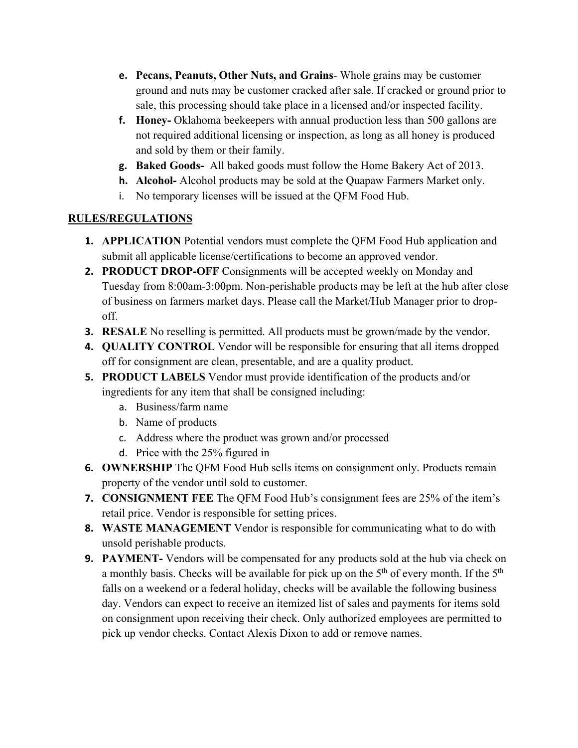e. **Pecans, Peanuts, Other Nuts, and Grains**- Whole grains may be customer ground and nuts may be customer cracked after sale. If cracked or ground prior to sale, this processing should take place in a licensed and/or inspected facility.
f. **Honey-** Oklahoma beekeepers with annual production less than 500 gallons are not required additional licensing or inspection, as long as all honey is produced and sold by them or their family.
g. **Baked Goods-** All baked goods must follow the Home Bakery Act of 2013.
h. **Alcohol-** Alcohol products may be sold at the Quapaw Farmers Market only.
i. No temporary licenses will be issued at the QFM Food Hub.

## RULES/REGULATIONS

1. **APPLICATION** Potential vendors must complete the QFM Food Hub application and submit all applicable license/certifications to become an approved vendor.
2. **PRODUCT DROP-OFF** Consignments will be accepted weekly on Monday and Tuesday from 8:00am-3:00pm. Non-perishable products may be left at the hub after close of business on farmers market days. Please call the Market/Hub Manager prior to drop-off.
3. **RESALE** No reselling is permitted. All products must be grown/made by the vendor.
4. **QUALITY CONTROL** Vendor will be responsible for ensuring that all items dropped off for consignment are clean, presentable, and are a quality product.
5. **PRODUCT LABELS** Vendor must provide identification of the products and/or ingredients for any item that shall be consigned including:
   a. Business/farm name
   b. Name of products
   c. Address where the product was grown and/or processed
   d. Price with the 25% figured in
6. **OWNERSHIP** The QFM Food Hub sells items on consignment only. Products remain property of the vendor until sold to customer.
7. **CONSIGNMENT FEE** The QFM Food Hub's consignment fees are 25% of the item's retail price. Vendor is responsible for setting prices.
8. **WASTE MANAGEMENT** Vendor is responsible for communicating what to do with unsold perishable products.
9. **PAYMENT-** Vendors will be compensated for any products sold at the hub via check on a monthly basis. Checks will be available for pick up on the 5th of every month. If the 5th falls on a weekend or a federal holiday, checks will be available the following business day. Vendors can expect to receive an itemized list of sales and payments for items sold on consignment upon receiving their check. Only authorized employees are permitted to pick up vendor checks. Contact Alexis Dixon to add or remove names.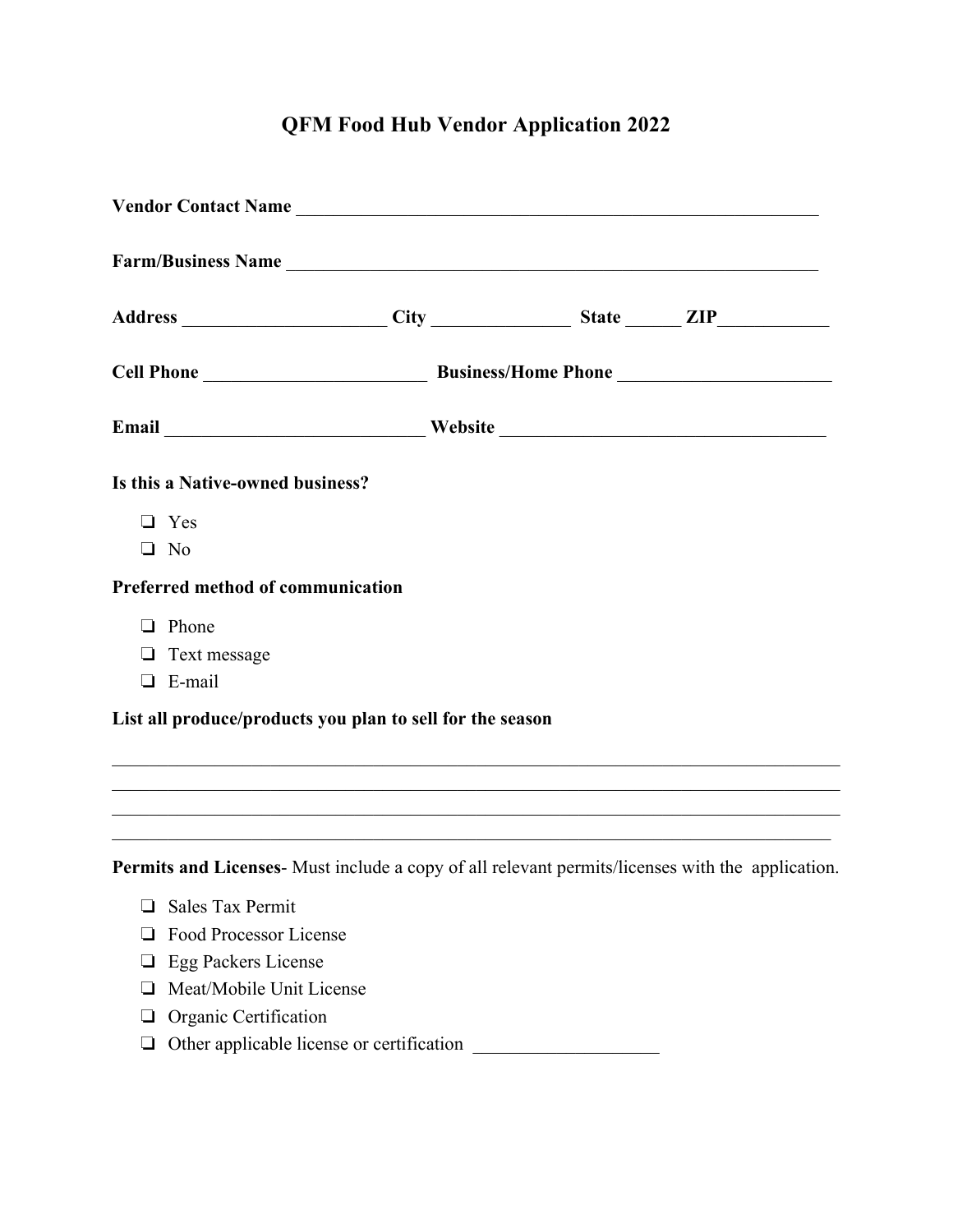# QFM Food Hub Vendor Application 2022

**Vendor Contact Name** ___________________________________________________________

**Farm/Business Name** ___________________________________________________________

**Address** ______________________ **City** _______________ **State** ______ **ZIP**____________

**Cell Phone** ________________________ **Business/Home Phone** _______________________

**Email** ____________________________ **Website** ___________________________________

**Is this a Native-owned business?**

- ❏ Yes
- ❏ No

**Preferred method of communication**

- ❏ Phone
- ❏ Text message
- ❏ E-mail

**List all produce/products you plan to sell for the season**

________________________________________________________________________________
________________________________________________________________________________
________________________________________________________________________________
________________________________________________________________________________

**Permits and Licenses**- Must include a copy of all relevant permits/licenses with the application.

- ❏ Sales Tax Permit
- ❏ Food Processor License
- ❏ Egg Packers License
- ❏ Meat/Mobile Unit License
- ❏ Organic Certification
- ❏ Other applicable license or certification ____________________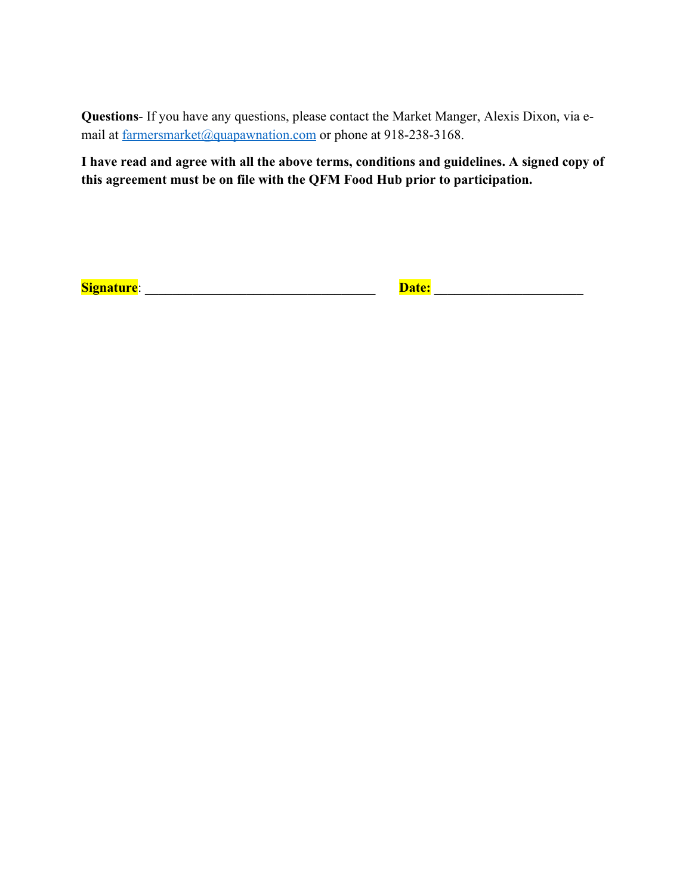**Questions**- If you have any questions, please contact the Market Manger, Alexis Dixon, via e-mail at [farmersmarket@quapawnation.com](mailto:farmersmarket@quapawnation.com) or phone at 918-238-3168.

**I have read and agree with all the above terms, conditions and guidelines. A signed copy of this agreement must be on file with the QFM Food Hub prior to participation.**

**Signature**: ___________________________________ **Date:** ______________________